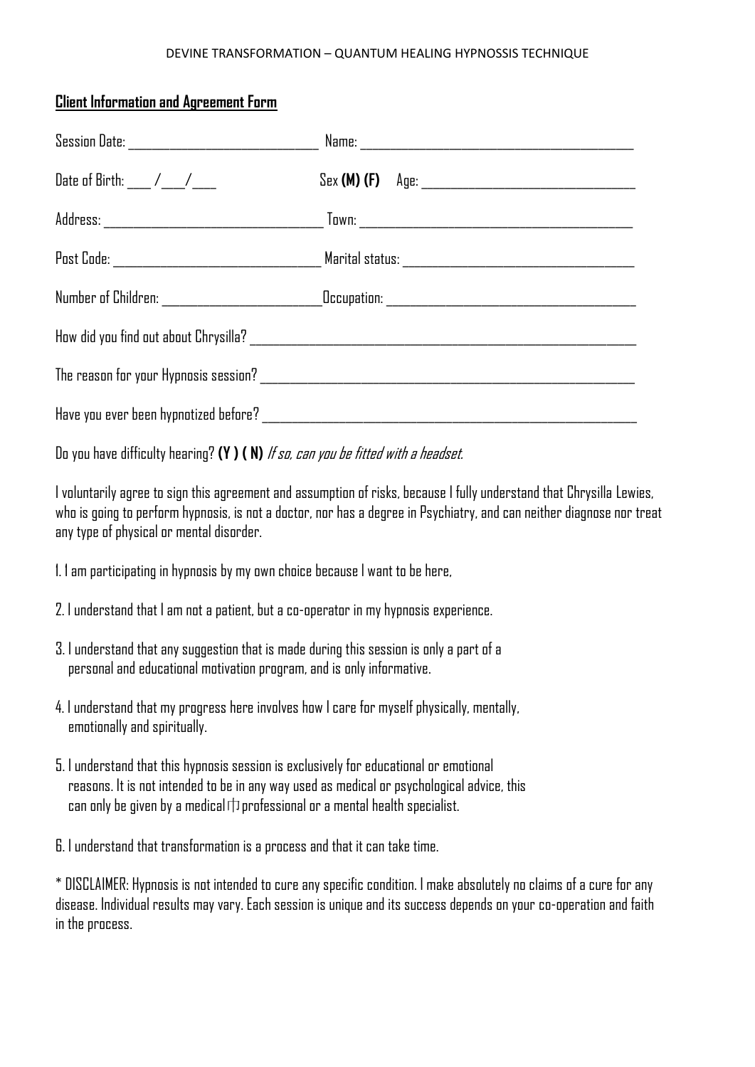DEVINE TRANSFORMATION – QUANTUM HEALING HYPNOSSIS TECHNIQUE

## Client Information and Agreement Form

Session Date: ____________________________ Name: ________________________________________

Date of Birth: ___ /___/___ Sex **(M) (F)** Age: ______________________________

Address: ________________________________ Town: ________________________________________

Post Code: ______________________________ Marital status: _________________________________

Number of Children: ______________________ Occupation: ____________________________________

How did you find out about Chrysilla? _________________________________________________________

The reason for your Hypnosis session? _________________________________________________________

Have you ever been hypnotized before? _________________________________________________________

Do you have difficulty hearing? **(Y ) ( N)** *If so, can you be fitted with a headset.*

I voluntarily agree to sign this agreement and assumption of risks, because I fully understand that Chrysilla Lewies, who is going to perform hypnosis, is not a doctor, nor has a degree in Psychiatry, and can neither diagnose nor treat any type of physical or mental disorder.

1. I am participating in hypnosis by my own choice because I want to be here,
2. I understand that I am not a patient, but a co-operator in my hypnosis experience.
3. I understand that any suggestion that is made during this session is only a part of a personal and educational motivation program, and is only informative.
4. I understand that my progress here involves how I care for myself physically, mentally, emotionally and spiritually.
5. I understand that this hypnosis session is exclusively for educational or emotional reasons. It is not intended to be in any way used as medical or psychological advice, this can only be given by a medical professional or a mental health specialist.
6. I understand that transformation is a process and that it can take time.

* DISCLAIMER: Hypnosis is not intended to cure any specific condition. I make absolutely no claims of a cure for any disease. Individual results may vary. Each session is unique and its success depends on your co-operation and faith in the process.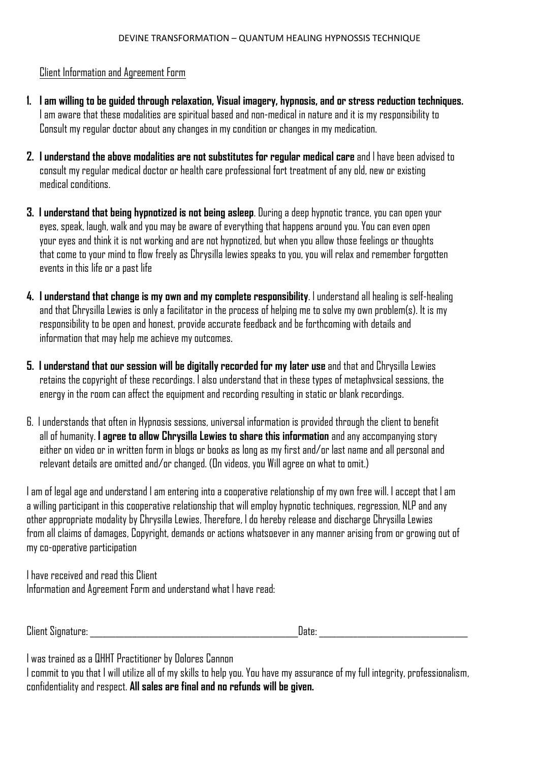# DEVINE TRANSFORMATION – QUANTUM HEALING HYPNOSSIS TECHNIQUE

Client Information and Agreement Form

1. **I am willing to be guided through relaxation, Visual imagery, hypnosis, and or stress reduction techniques.** I am aware that these modalities are spiritual based and non-medical in nature and it is my responsibility to Consult my regular doctor about any changes in my condition or changes in my medication.

2. **I understand the above modalities are not substitutes for regular medical care** and I have been advised to consult my regular medical doctor or health care professional fort treatment of any old, new or existing medical conditions.

3. **I understand that being hypnotized is not being asleep**. During a deep hypnotic trance, you can open your eyes, speak, laugh, walk and you may be aware of everything that happens around you. You can even open your eyes and think it is not working and are not hypnotized, but when you allow those feelings or thoughts that come to your mind to flow freely as Chrysilla lewies speaks to you, you will relax and remember forgotten events in this life or a past life

4. **I understand that change is my own and my complete responsibility**. I understand all healing is self-healing and that Chrysilla Lewies is only a facilitator in the process of helping me to solve my own problem(s). It is my responsibility to be open and honest, provide accurate feedback and be forthcoming with details and information that may help me achieve my outcomes.

5. **I understand that our session will be digitally recorded for my later use** and that and Chrysilla Lewies retains the copyright of these recordings. I also understand that in these types of metaphysical sessions, the energy in the room can affect the equipment and recording resulting in static or blank recordings.

6. I understands that often in Hypnosis sessions, universal information is provided through the client to benefit all of humanity. **I agree to allow Chrysilla Lewies to share this information** and any accompanying story either on video or in written form in blogs or books as long as my first and/or last name and all personal and relevant details are omitted and/or changed. (On videos, you Will agree on what to omit.)

I am of legal age and understand I am entering into a cooperative relationship of my own free will. I accept that I am a willing participant in this cooperative relationship that will employ hypnotic techniques, regression, NLP and any other appropriate modality by Chrysilla Lewies, Therefore, I do hereby release and discharge Chrysilla Lewies from all claims of damages, Copyright, demands or actions whatsoever in any manner arising from or growing out of my co-operative participation

I have received and read this Client
Information and Agreement Form and understand what I have read:

Client Signature: ______________________________ Date: ______________________

I was trained as a QHHT Practitioner by Dolores Cannon

I commit to you that I will utilize all of my skills to help you. You have my assurance of my full integrity, professionalism, confidentiality and respect. **All sales are final and no refunds will be given.**